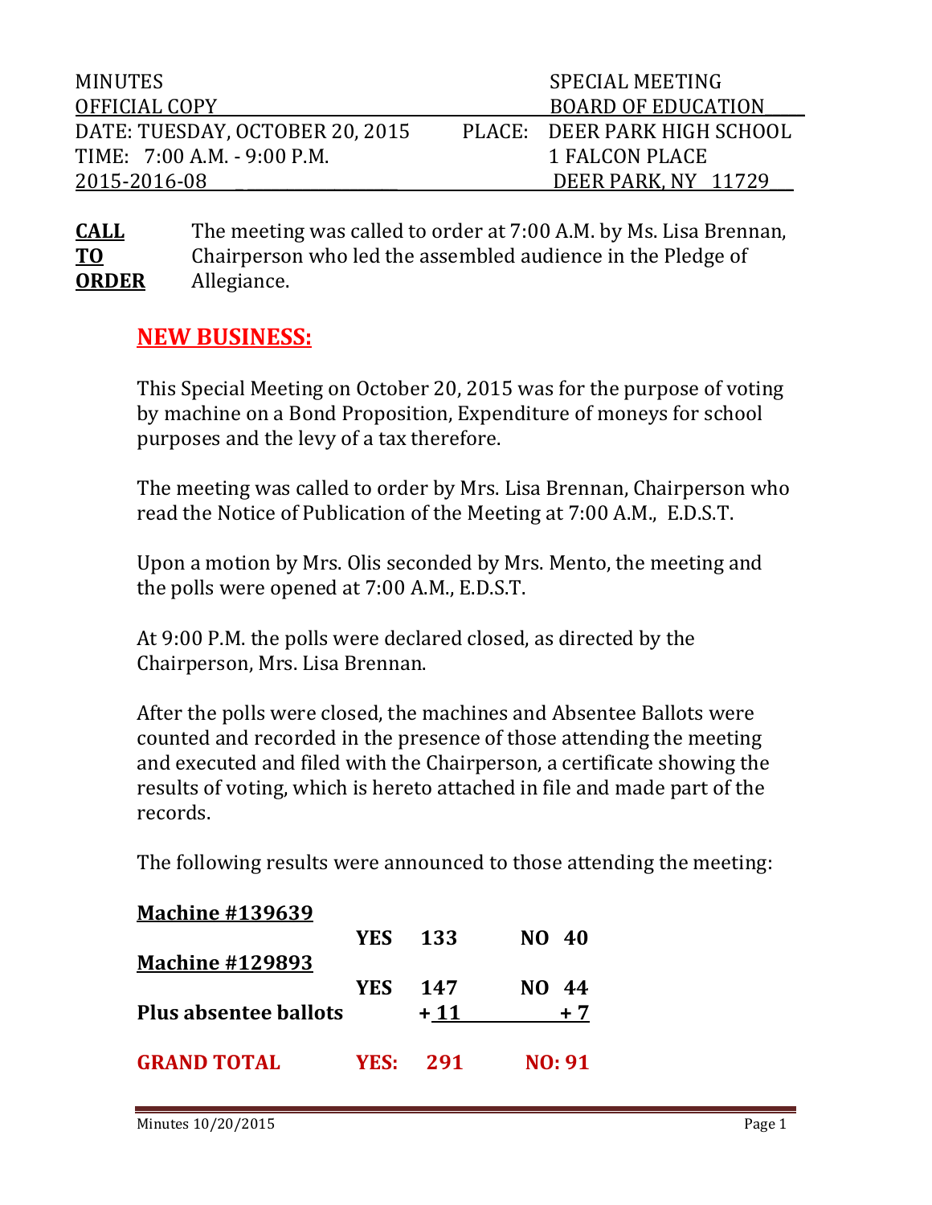| MINUTES | SPECIAL MEETING |
|---|---|
| OFFICIAL COPY | BOARD OF EDUCATION |
| DATE: TUESDAY, OCTOBER 20, 2015 | PLACE: DEER PARK HIGH SCHOOL |
| TIME: 7:00 A.M. - 9:00 P.M. | 1 FALCON PLACE |
| 2015-2016-08 | DEER PARK, NY 11729 |

**CALL TO ORDER** The meeting was called to order at 7:00 A.M. by Ms. Lisa Brennan, Chairperson who led the assembled audience in the Pledge of Allegiance.

## NEW BUSINESS:

This Special Meeting on October 20, 2015 was for the purpose of voting by machine on a Bond Proposition, Expenditure of moneys for school purposes and the levy of a tax therefore.

The meeting was called to order by Mrs. Lisa Brennan, Chairperson who read the Notice of Publication of the Meeting at 7:00 A.M., E.D.S.T.

Upon a motion by Mrs. Olis seconded by Mrs. Mento, the meeting and the polls were opened at 7:00 A.M., E.D.S.T.

At 9:00 P.M. the polls were declared closed, as directed by the Chairperson, Mrs. Lisa Brennan.

After the polls were closed, the machines and Absentee Ballots were counted and recorded in the presence of those attending the meeting and executed and filed with the Chairperson, a certificate showing the results of voting, which is hereto attached in file and made part of the records.

The following results were announced to those attending the meeting:

| | | | |
|---|---|---|---|
| **Machine #139639** | | | |
| | **YES** | **133** | **NO 40** |
| **Machine #129893** | | | |
| | **YES** | **147** | **NO 44** |
| **Plus absentee ballots** | | **+ 11** | **+ 7** |
| **GRAND TOTAL** | **YES:** | **291** | **NO: 91** |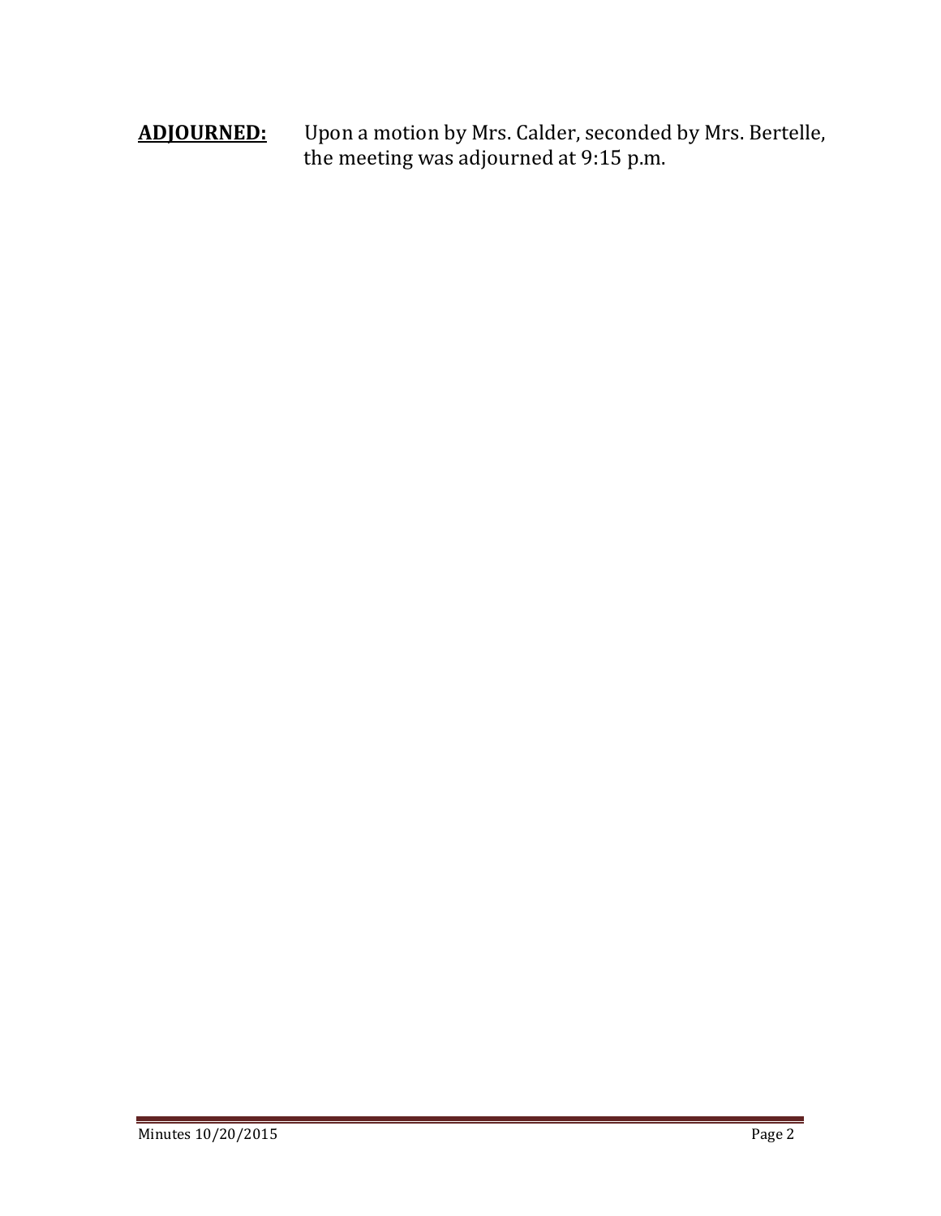**ADJOURNED:** Upon a motion by Mrs. Calder, seconded by Mrs. Bertelle, the meeting was adjourned at 9:15 p.m.